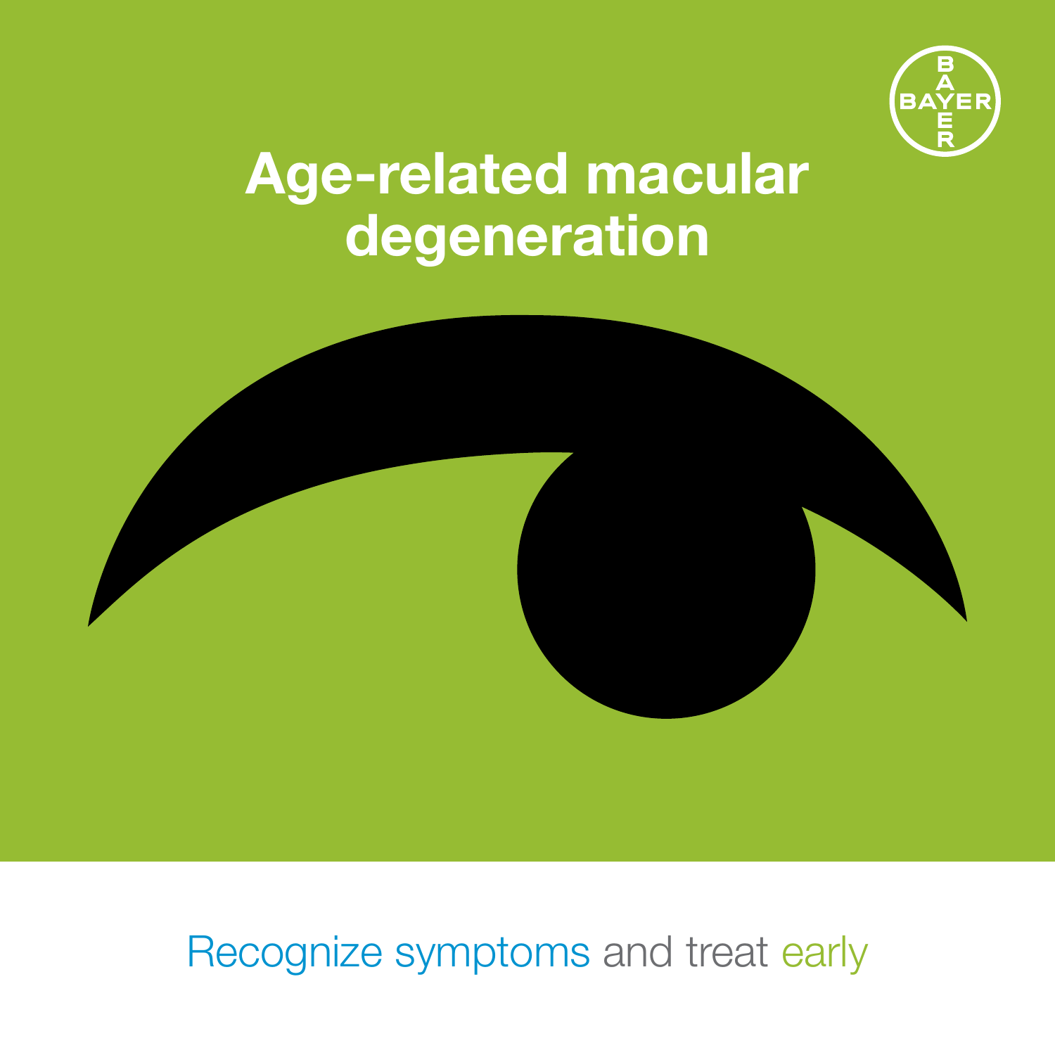# Age-related macular degeneration

Recognize symptoms and treat early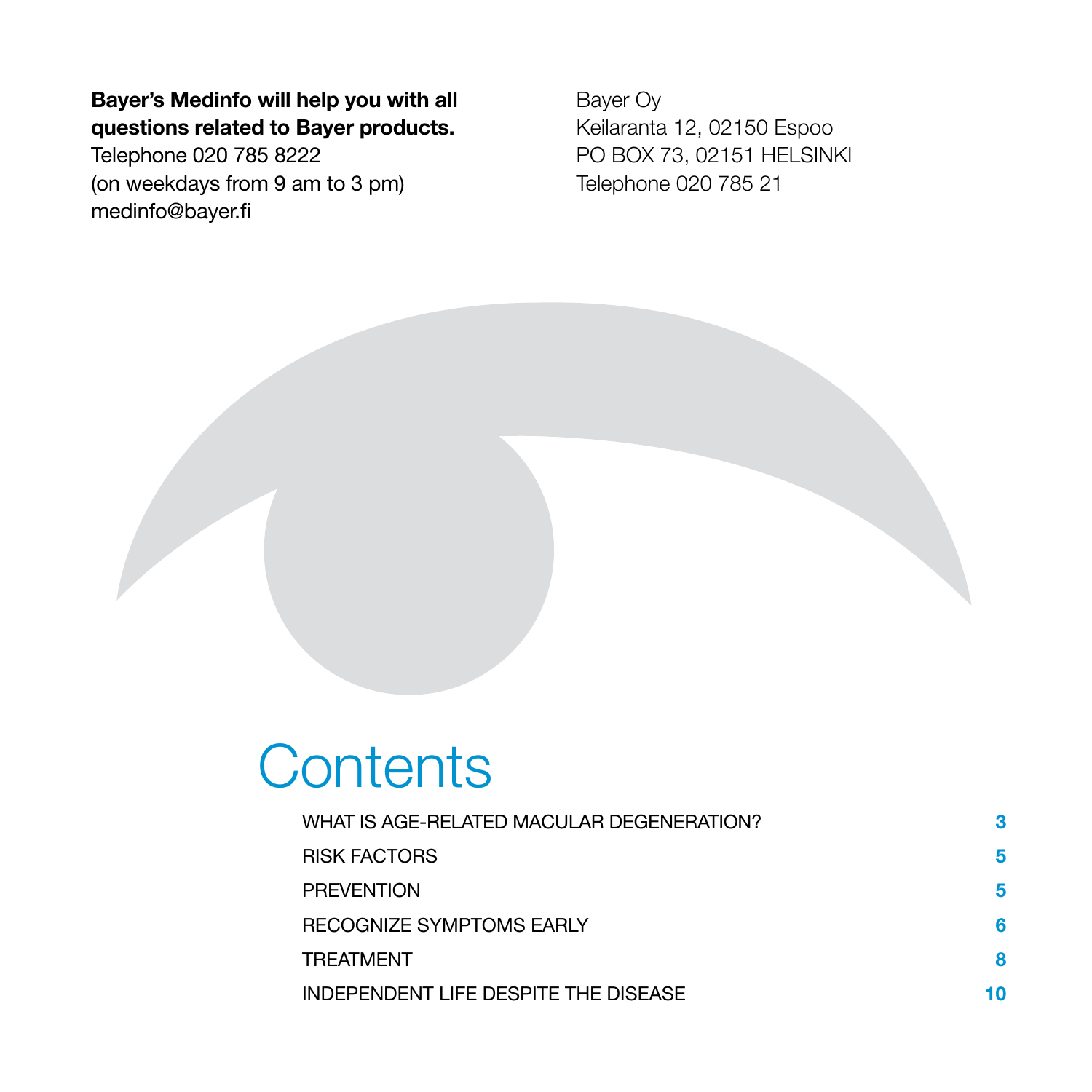**Bayer's Medinfo will help you with all questions related to Bayer products.**
Telephone 020 785 8222
(on weekdays from 9 am to 3 pm)
medinfo@bayer.fi

Bayer Oy
Keilaranta 12, 02150 Espoo
PO BOX 73, 02151 HELSINKI
Telephone 020 785 21

# Contents

| | |
|---|---|
| WHAT IS AGE-RELATED MACULAR DEGENERATION? | 3 |
| RISK FACTORS | 5 |
| PREVENTION | 5 |
| RECOGNIZE SYMPTOMS EARLY | 6 |
| TREATMENT | 8 |
| INDEPENDENT LIFE DESPITE THE DISEASE | 10 |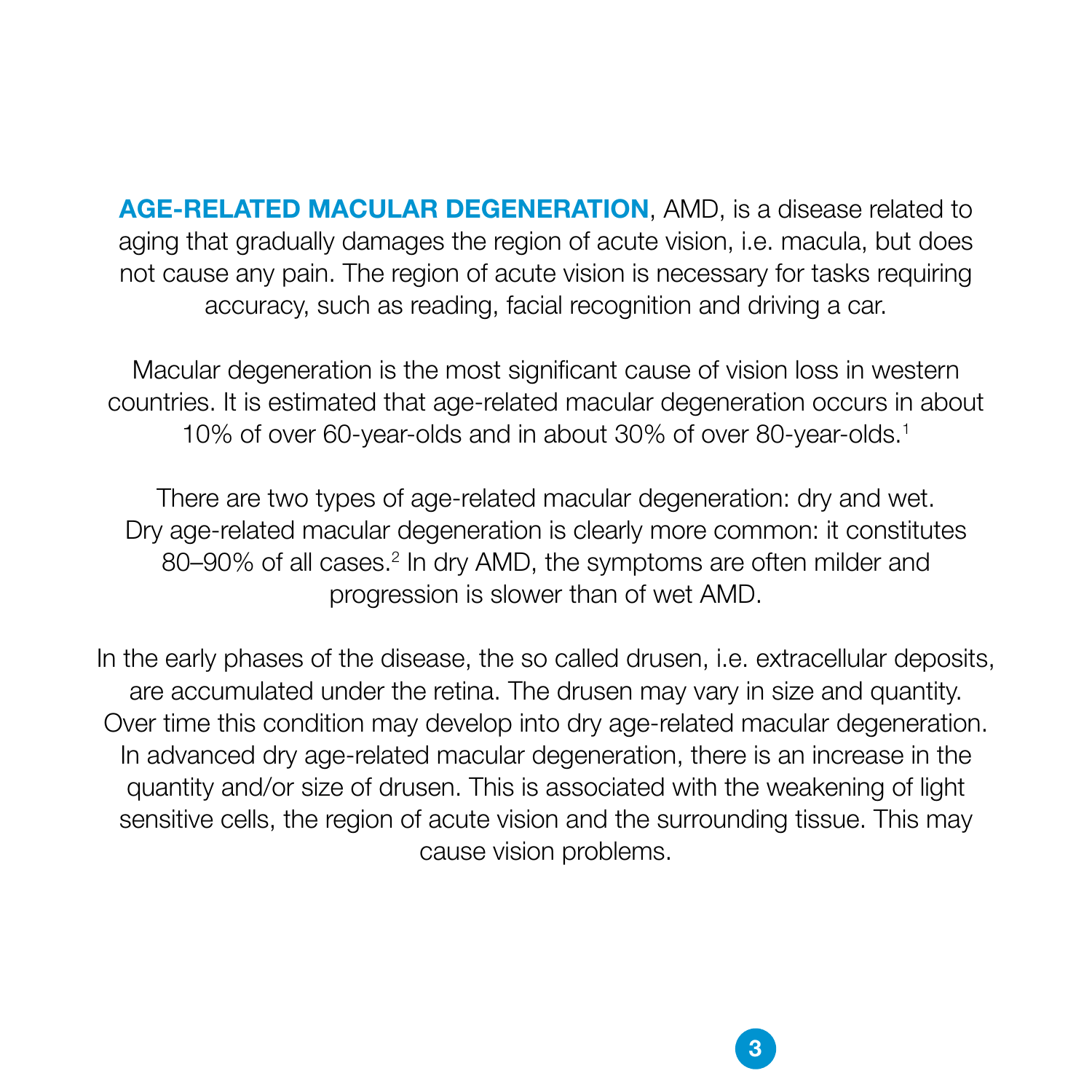**AGE-RELATED MACULAR DEGENERATION**, AMD, is a disease related to aging that gradually damages the region of acute vision, i.e. macula, but does not cause any pain. The region of acute vision is necessary for tasks requiring accuracy, such as reading, facial recognition and driving a car.

Macular degeneration is the most significant cause of vision loss in western countries. It is estimated that age-related macular degeneration occurs in about 10% of over 60-year-olds and in about 30% of over 80-year-olds.[1]

There are two types of age-related macular degeneration: dry and wet. Dry age-related macular degeneration is clearly more common: it constitutes 80–90% of all cases.[2] In dry AMD, the symptoms are often milder and progression is slower than of wet AMD.

In the early phases of the disease, the so called drusen, i.e. extracellular deposits, are accumulated under the retina. The drusen may vary in size and quantity. Over time this condition may develop into dry age-related macular degeneration. In advanced dry age-related macular degeneration, there is an increase in the quantity and/or size of drusen. This is associated with the weakening of light sensitive cells, the region of acute vision and the surrounding tissue. This may cause vision problems.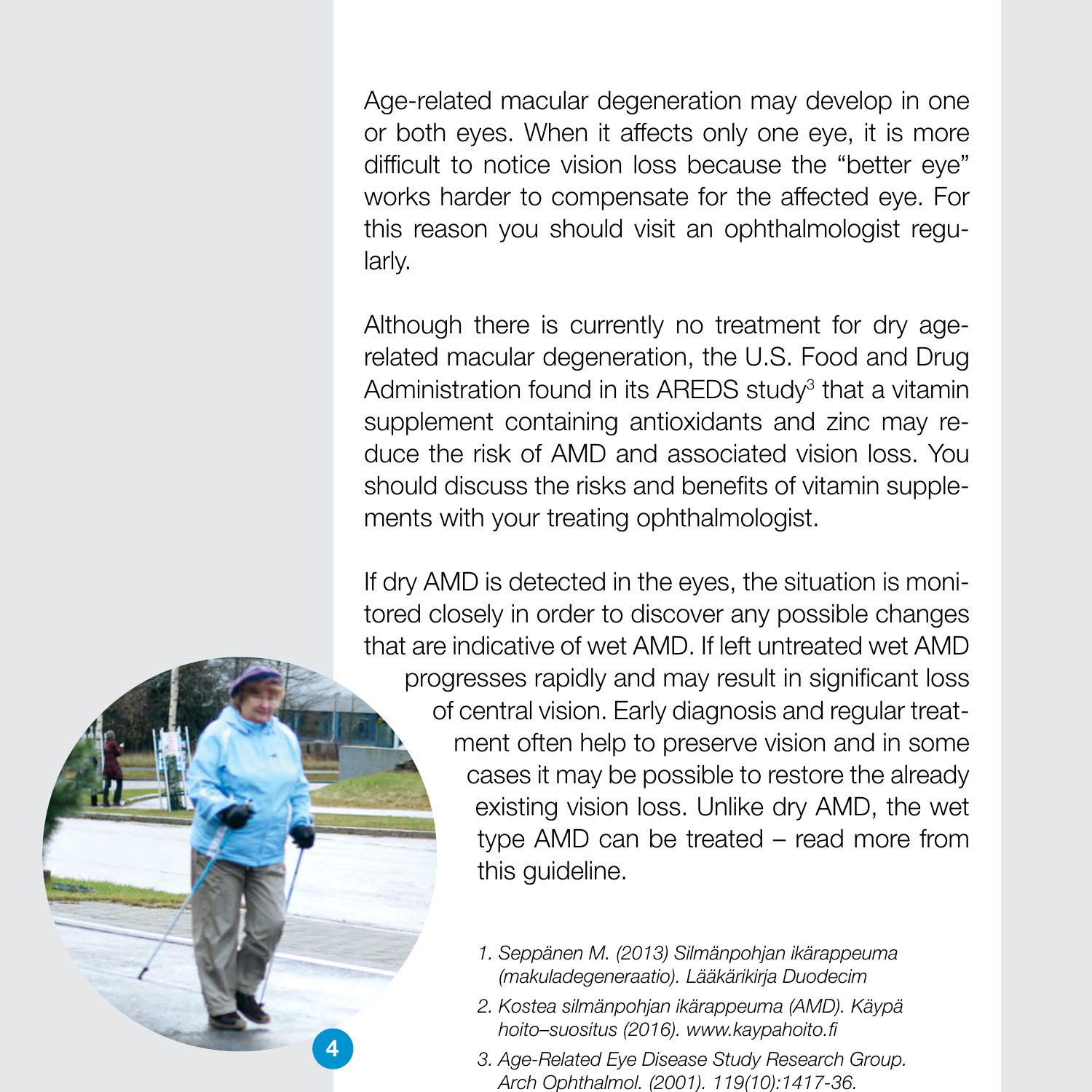Age-related macular degeneration may develop in one or both eyes. When it affects only one eye, it is more difficult to notice vision loss because the “better eye” works harder to compensate for the affected eye. For this reason you should visit an ophthalmologist regularly.

Although there is currently no treatment for dry age-related macular degeneration, the U.S. Food and Drug Administration found in its AREDS study[3] that a vitamin supplement containing antioxidants and zinc may reduce the risk of AMD and associated vision loss. You should discuss the risks and benefits of vitamin supplements with your treating ophthalmologist.

If dry AMD is detected in the eyes, the situation is monitored closely in order to discover any possible changes that are indicative of wet AMD. If left untreated wet AMD progresses rapidly and may result in significant loss of central vision. Early diagnosis and regular treatment often help to preserve vision and in some cases it may be possible to restore the already existing vision loss. Unlike dry AMD, the wet type AMD can be treated – read more from this guideline.

1. *Seppänen M. (2013) Silmänpohjan ikärappeuma (makuladegeneraatio). Lääkärikirja Duodecim*
2. *Kostea silmänpohjan ikärappeuma (AMD). Käypä hoito–suositus (2016). www.kaypahoito.fi*
3. *Age-Related Eye Disease Study Research Group. Arch Ophthalmol. (2001). 119(10):1417-36.*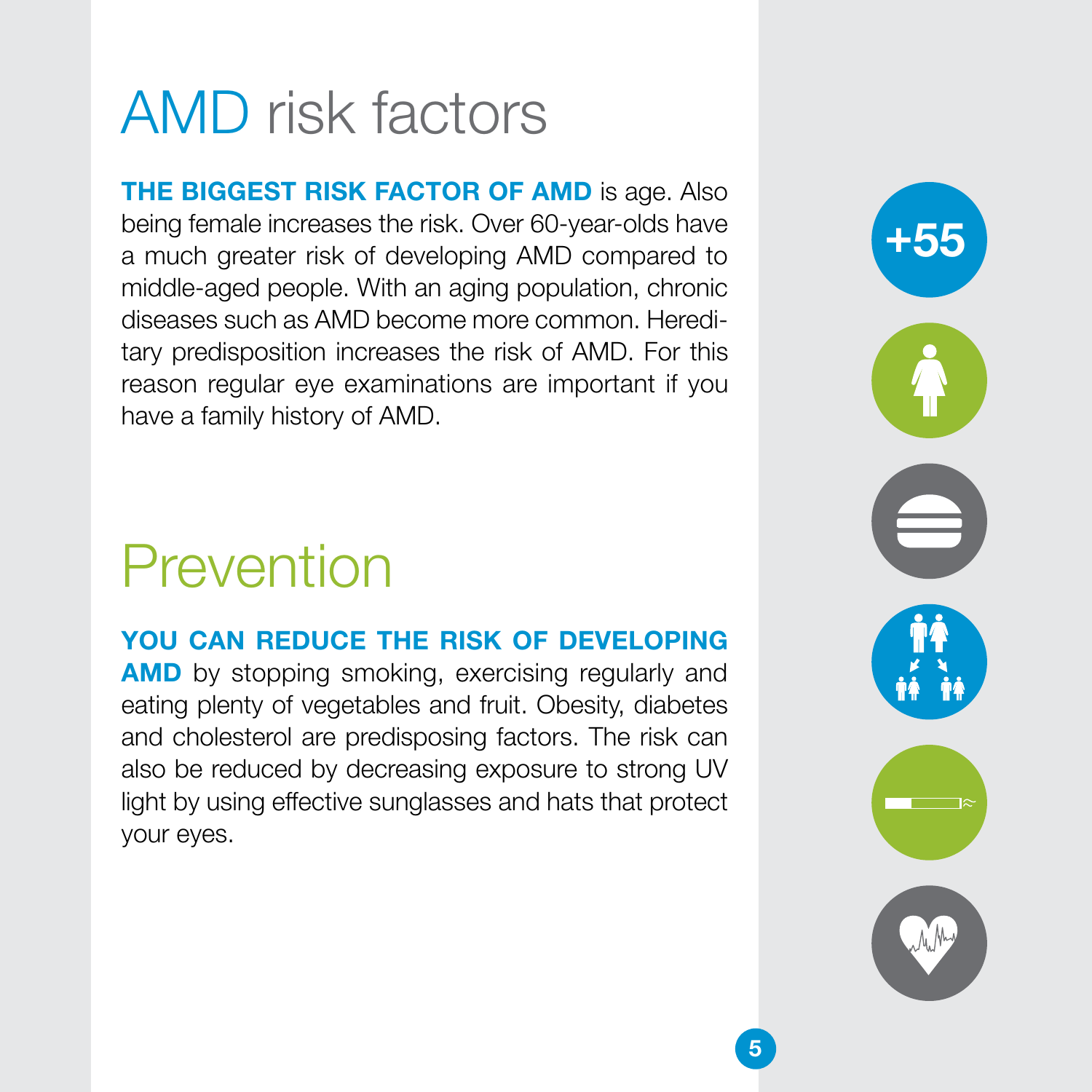# AMD risk factors

**THE BIGGEST RISK FACTOR OF AMD** is age. Also being female increases the risk. Over 60-year-olds have a much greater risk of developing AMD compared to middle-aged people. With an aging population, chronic diseases such as AMD become more common. Hereditary predisposition increases the risk of AMD. For this reason regular eye examinations are important if you have a family history of AMD.

# Prevention

**YOU CAN REDUCE THE RISK OF DEVELOPING AMD** by stopping smoking, exercising regularly and eating plenty of vegetables and fruit. Obesity, diabetes and cholesterol are predisposing factors. The risk can also be reduced by decreasing exposure to strong UV light by using effective sunglasses and hats that protect your eyes.

+55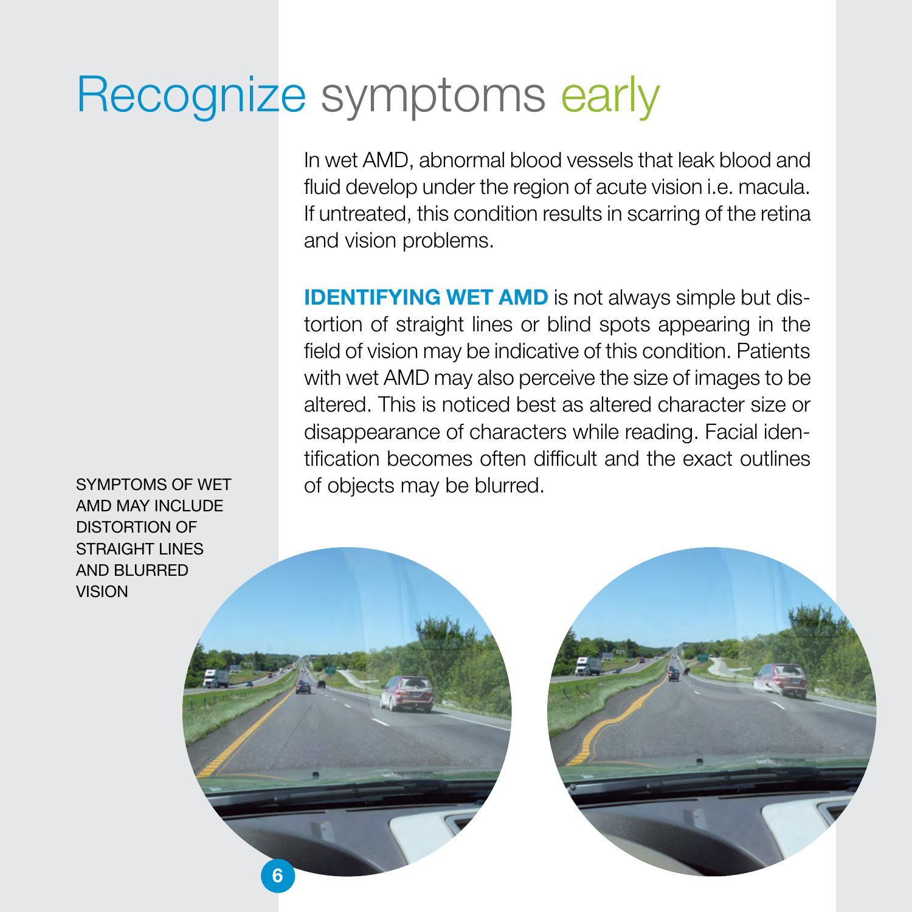# Recognize symptoms early

In wet AMD, abnormal blood vessels that leak blood and fluid develop under the region of acute vision i.e. macula. If untreated, this condition results in scarring of the retina and vision problems.

**IDENTIFYING WET AMD** is not always simple but distortion of straight lines or blind spots appearing in the field of vision may be indicative of this condition. Patients with wet AMD may also perceive the size of images to be altered. This is noticed best as altered character size or disappearance of characters while reading. Facial identification becomes often difficult and the exact outlines of objects may be blurred.

SYMPTOMS OF WET AMD MAY INCLUDE DISTORTION OF STRAIGHT LINES AND BLURRED VISION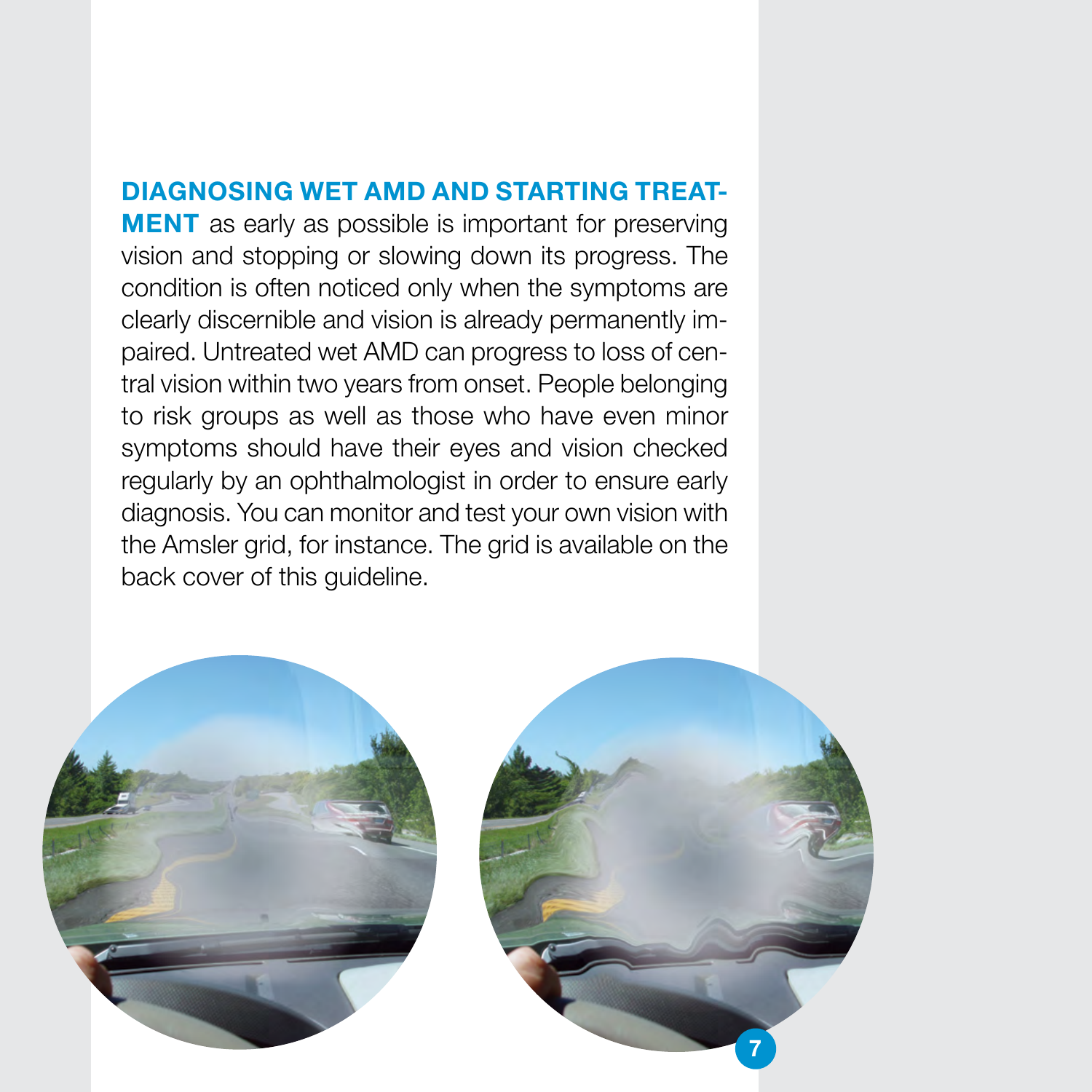**DIAGNOSING WET AMD AND STARTING TREATMENT** as early as possible is important for preserving vision and stopping or slowing down its progress. The condition is often noticed only when the symptoms are clearly discernible and vision is already permanently impaired. Untreated wet AMD can progress to loss of central vision within two years from onset. People belonging to risk groups as well as those who have even minor symptoms should have their eyes and vision checked regularly by an ophthalmologist in order to ensure early diagnosis. You can monitor and test your own vision with the Amsler grid, for instance. The grid is available on the back cover of this guideline.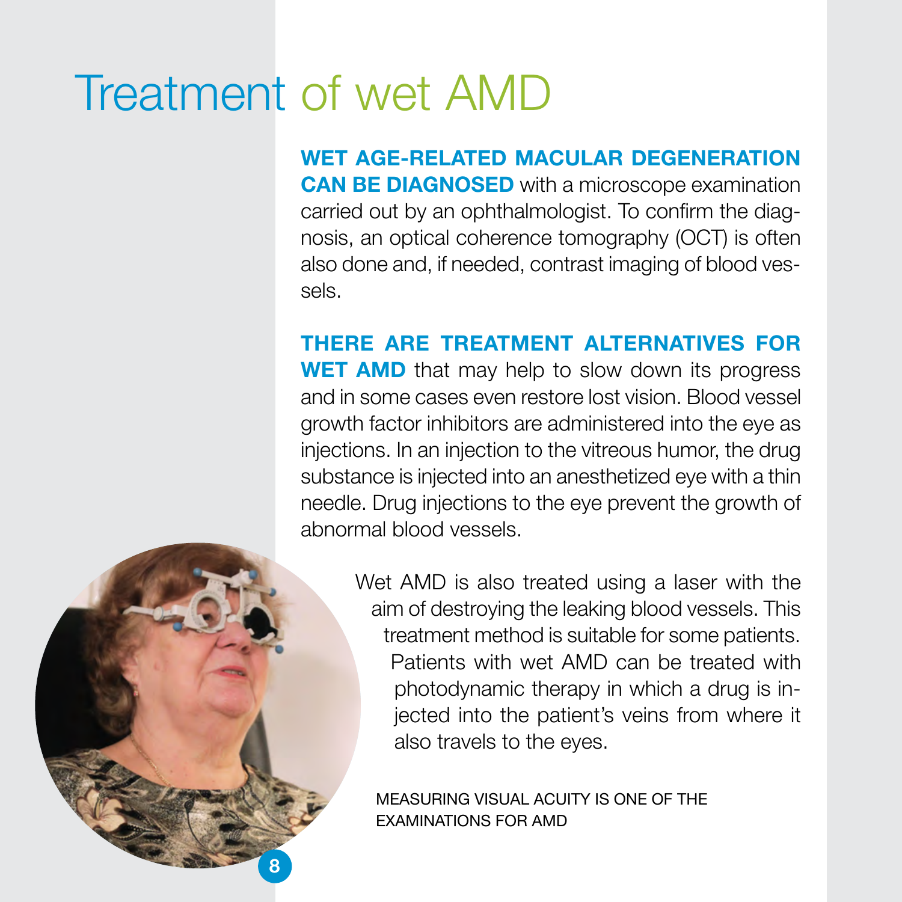# Treatment of wet AMD

**WET AGE-RELATED MACULAR DEGENERATION CAN BE DIAGNOSED** with a microscope examination carried out by an ophthalmologist. To confirm the diagnosis, an optical coherence tomography (OCT) is often also done and, if needed, contrast imaging of blood vessels.

**THERE ARE TREATMENT ALTERNATIVES FOR WET AMD** that may help to slow down its progress and in some cases even restore lost vision. Blood vessel growth factor inhibitors are administered into the eye as injections. In an injection to the vitreous humor, the drug substance is injected into an anesthetized eye with a thin needle. Drug injections to the eye prevent the growth of abnormal blood vessels.

Wet AMD is also treated using a laser with the aim of destroying the leaking blood vessels. This treatment method is suitable for some patients. Patients with wet AMD can be treated with photodynamic therapy in which a drug is injected into the patient's veins from where it also travels to the eyes.

MEASURING VISUAL ACUITY IS ONE OF THE EXAMINATIONS FOR AMD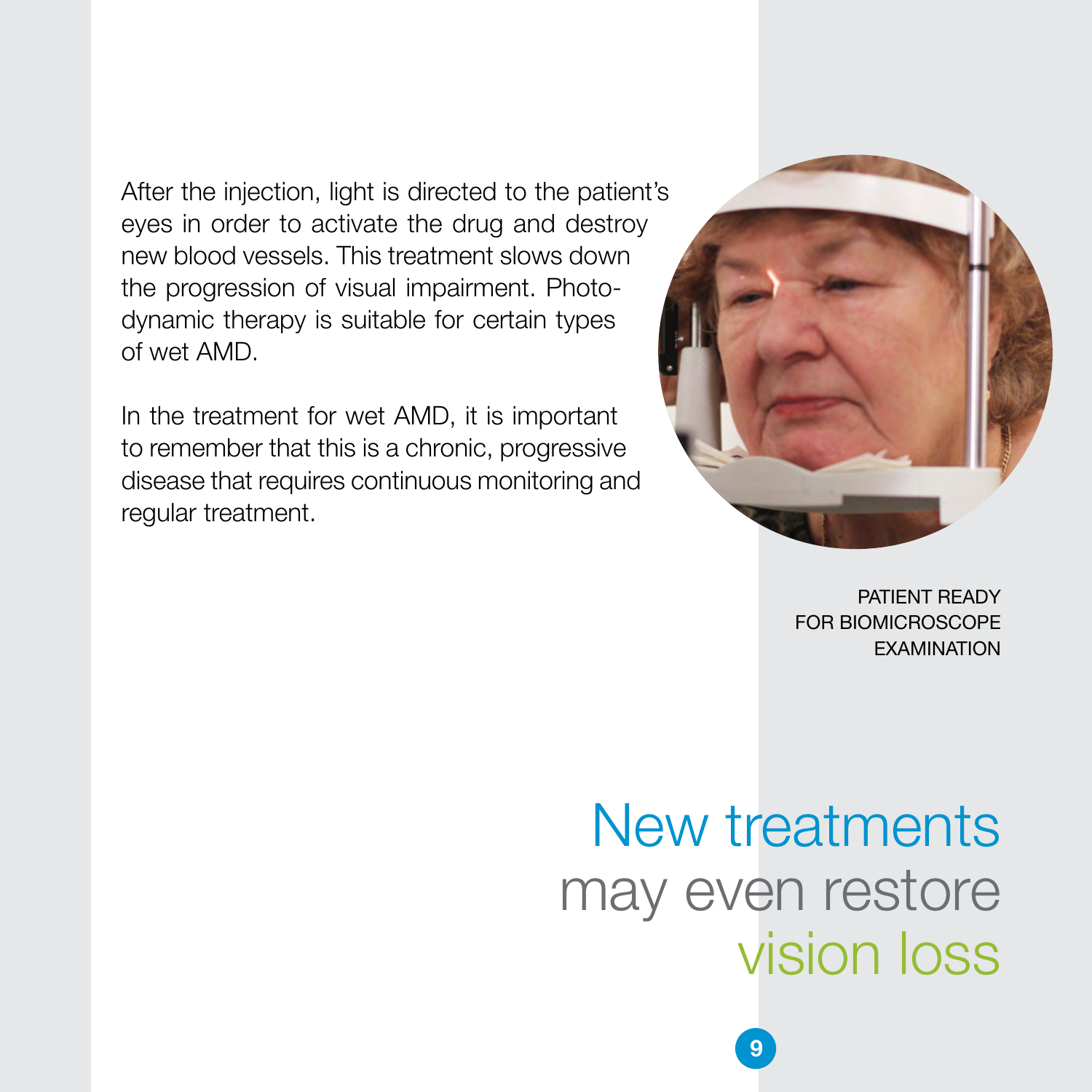After the injection, light is directed to the patient's eyes in order to activate the drug and destroy new blood vessels. This treatment slows down the progression of visual impairment. Photodynamic therapy is suitable for certain types of wet AMD.

In the treatment for wet AMD, it is important to remember that this is a chronic, progressive disease that requires continuous monitoring and regular treatment.

PATIENT READY FOR BIOMICROSCOPE EXAMINATION

New treatments may even restore vision loss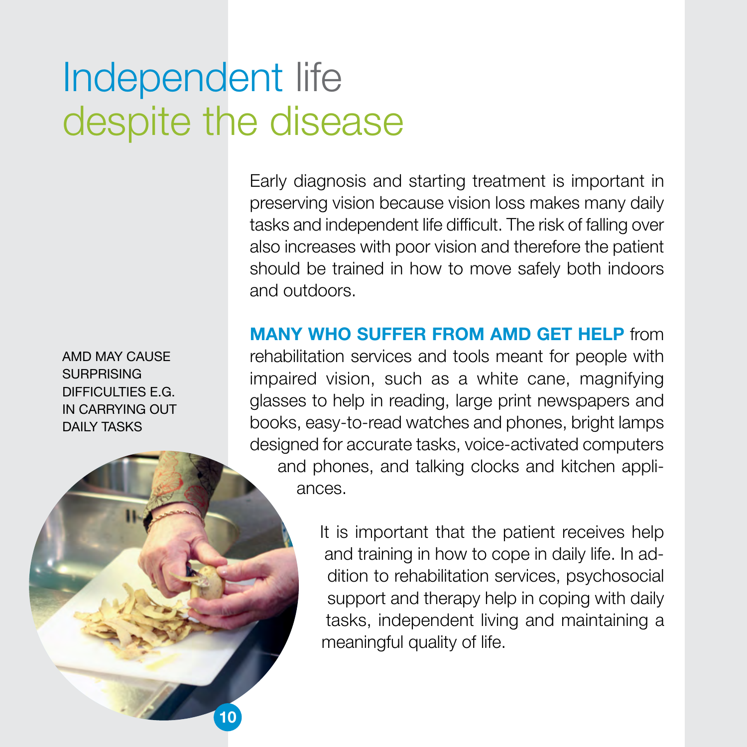# Independent life despite the disease

Early diagnosis and starting treatment is important in preserving vision because vision loss makes many daily tasks and independent life difficult. The risk of falling over also increases with poor vision and therefore the patient should be trained in how to move safely both indoors and outdoors.

AMD MAY CAUSE SURPRISING DIFFICULTIES E.G. IN CARRYING OUT DAILY TASKS

**MANY WHO SUFFER FROM AMD GET HELP** from rehabilitation services and tools meant for people with impaired vision, such as a white cane, magnifying glasses to help in reading, large print newspapers and books, easy-to-read watches and phones, bright lamps designed for accurate tasks, voice-activated computers and phones, and talking clocks and kitchen appliances.

It is important that the patient receives help and training in how to cope in daily life. In addition to rehabilitation services, psychosocial support and therapy help in coping with daily tasks, independent living and maintaining a meaningful quality of life.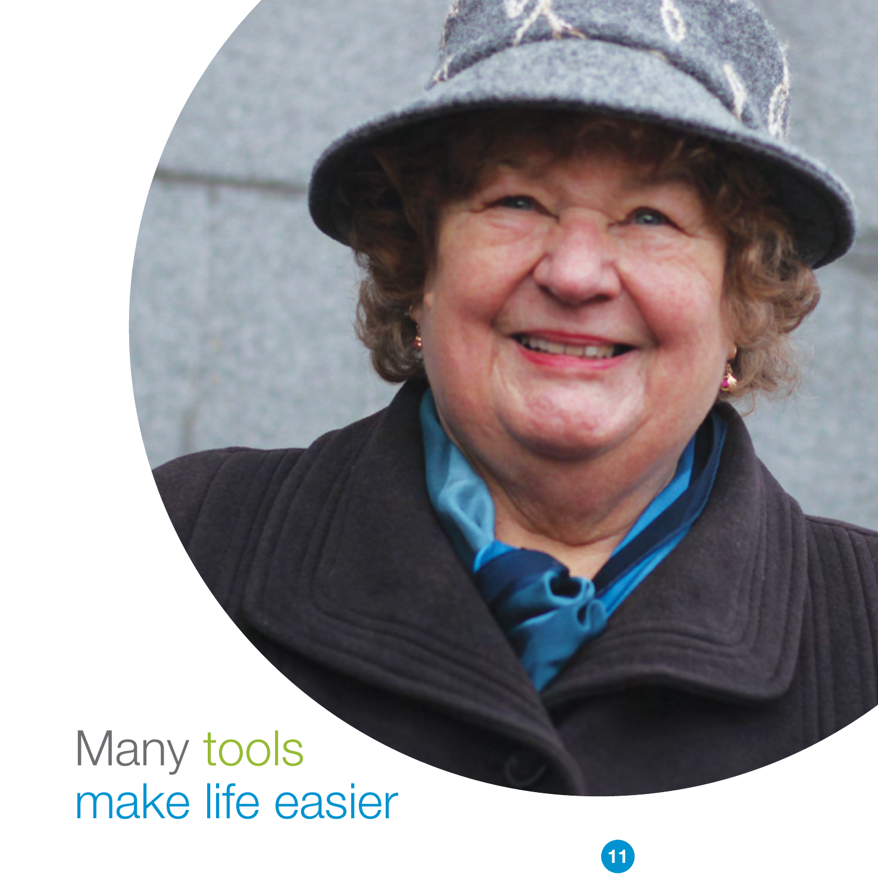# Many tools make life easier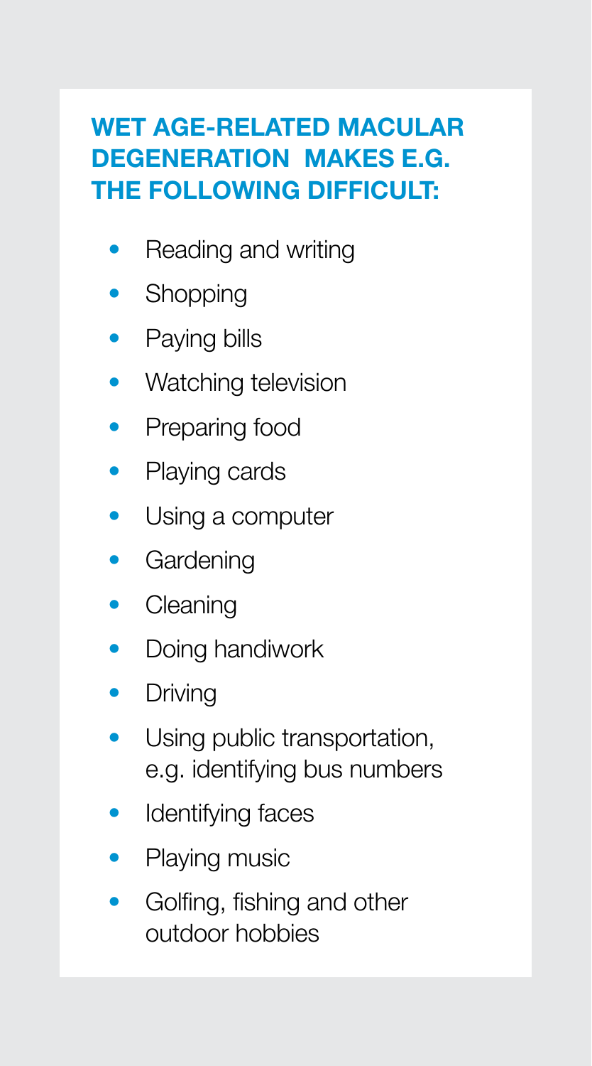## WET AGE-RELATED MACULAR DEGENERATION MAKES E.G. THE FOLLOWING DIFFICULT:

- Reading and writing
- Shopping
- Paying bills
- Watching television
- Preparing food
- Playing cards
- Using a computer
- Gardening
- Cleaning
- Doing handiwork
- Driving
- Using public transportation, e.g. identifying bus numbers
- Identifying faces
- Playing music
- Golfing, fishing and other outdoor hobbies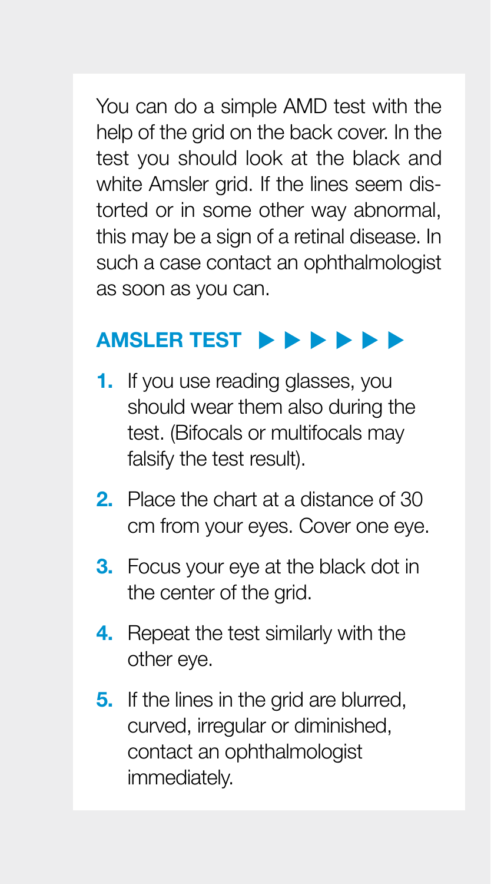You can do a simple AMD test with the help of the grid on the back cover. In the test you should look at the black and white Amsler grid. If the lines seem distorted or in some other way abnormal, this may be a sign of a retinal disease. In such a case contact an ophthalmologist as soon as you can.

## AMSLER TEST ▶▶▶▶▶▶

1. If you use reading glasses, you should wear them also during the test. (Bifocals or multifocals may falsify the test result).
2. Place the chart at a distance of 30 cm from your eyes. Cover one eye.
3. Focus your eye at the black dot in the center of the grid.
4. Repeat the test similarly with the other eye.
5. If the lines in the grid are blurred, curved, irregular or diminished, contact an ophthalmologist immediately.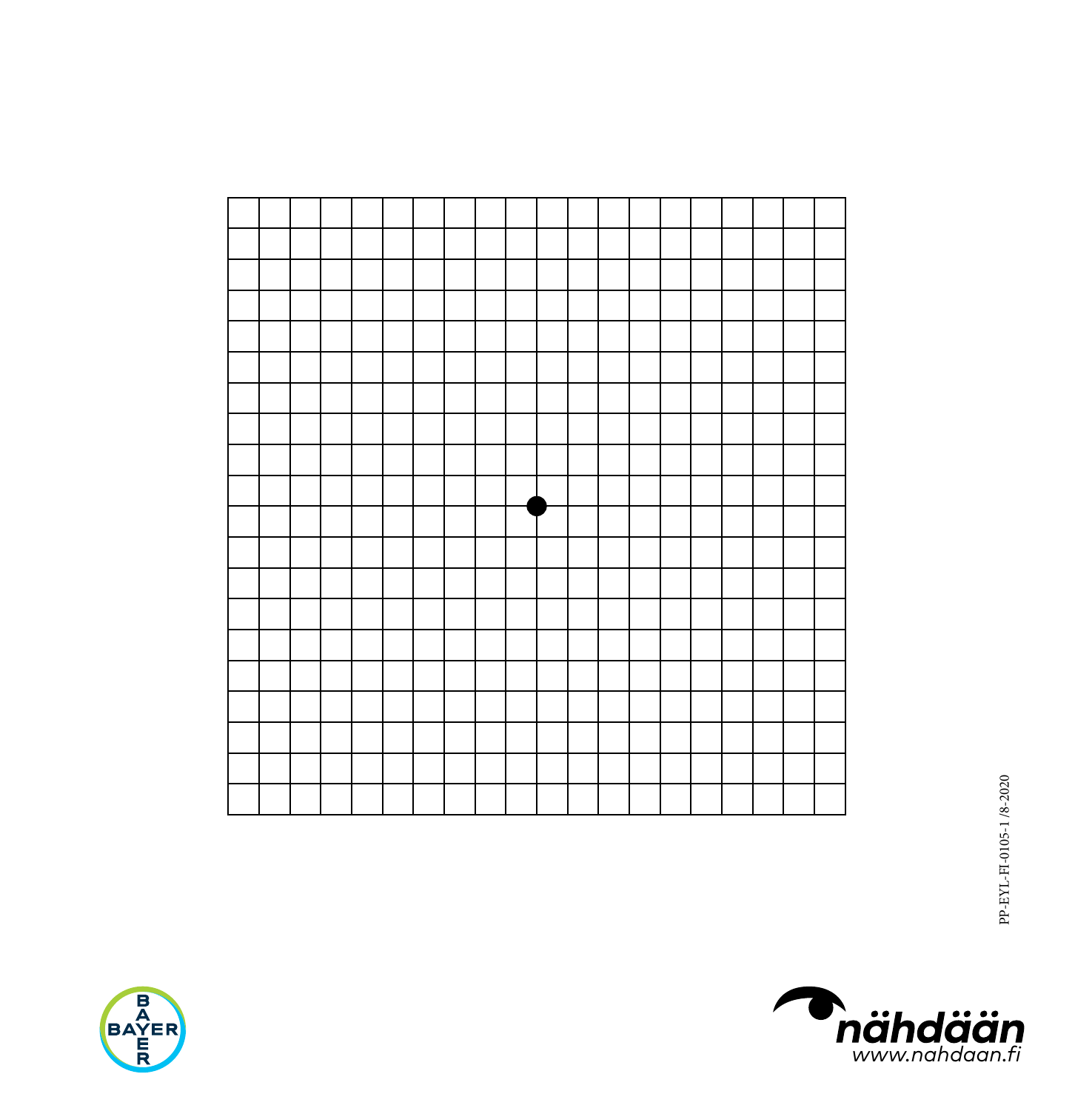PP-EYL-FI-0105-1 /8-2020

BAYER

nähdään
www.nahdaan.fi